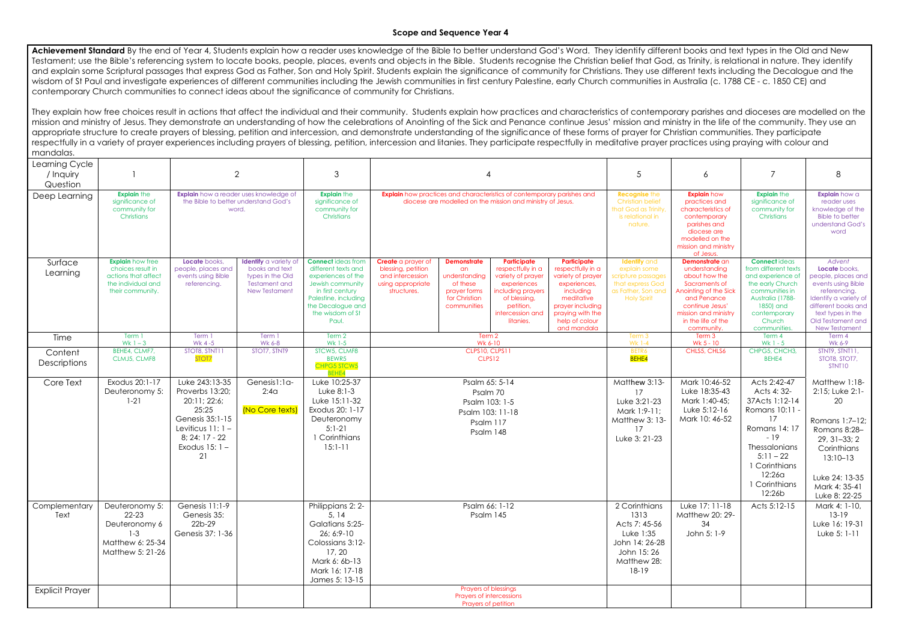# Scope and Sequence Year 4

**Achievement Standard** By the end of Year 4, Students explain how a reader uses knowledge of the Bible to better understand God's Word. They identify different books and text types in the Old and New Testament; use the Bible's referencing system to locate books, people, places, events and objects in the Bible. Students recognise the Christian belief that God, as Trinity, is relational in nature. They identify and explain some Scriptural passages that express God as Father, Son and Holy Spirit. Students explain the significance of community for Christians. They use different texts including the Decalogue and the wisdom of St Paul and investigate experiences of different communities including the Jewish communities in first century Palestine, early Church communities in Australia (c. 1788 CE - c. 1850 CE) and contemporary Church communities to connect ideas about the significance of community for Christians.

They explain how free choices result in actions that affect the individual and their community. Students explain how practices and characteristics of contemporary parishes and dioceses are modelled on the mission and ministry of Jesus. They demonstrate an understanding of how the celebrations of Anointing of the Sick and Penance continue Jesus' mission and ministry in the life of the community. They use an appropriate structure to create prayers of blessing, petition and intercession, and demonstrate understanding of the significance of these forms of prayer for Christian communities. They participate respectfully in a variety of prayer experiences including prayers of blessing, petition, intercession and litanies. They participate respectfully in meditative prayer practices using praying with colour and mandalas.

| Learning Cycle / Inquiry Question | 1 | 2 | | 3 | 4 | | | | 5 | 6 | 7 | 8 |
|---|---|---|---|---|---|---|---|---|---|---|---|---|
| Deep Learning | **Explain** the significance of community for Christians | **Explain** how a reader uses knowledge of the Bible to better understand God's word. | | **Explain** the significance of community for Christians | **Explain** how practices and characteristics of contemporary parishes and diocese are modelled on the mission and ministry of Jesus. | | | | **Recognise** the Christian belief that God as Trinity, is relational in nature. | **Explain** how practices and characteristics of contemporary parishes and diocese are modelled on the mission and ministry of Jesus. | **Explain** the significance of community for Christians | **Explain** how a reader uses knowledge of the Bible to better understand God's word |
| Surface Learning | **Explain** how free choices result in actions that affect the individual and their community. | **Locate** books, people, places and events using Bible referencing. | **Identify** a variety of books and text types in the Old Testament and New Testament | **Connect** ideas from different texts and experiences of the Jewish community in first century Palestine, including the Decalogue and the wisdom of St Paul. | **Create** a prayer of blessing, petition and intercession using appropriate structures. | **Demonstrate** an understanding of these prayer forms for Christian communities | **Participate** respectfully in a variety of prayer experiences including prayers of blessing, petition, intercession and litanies. | **Participate** respectfully in a variety of prayer experiences, including meditative prayer including praying with the help of colour and mandala | **Identify** and explain some scripture passages that express God as Father, Son and Holy Spirit | **Demonstrate** an understanding about how the Sacraments of Anointing of the Sick and Penance continue Jesus' mission and ministry in the life of the community. | **Connect** ideas from different texts and experience of the early Church communities in Australia (1788-1850) and contemporary Church communities. | *Advent* **Locate** books, people, places and events using Bible referencing. Identify a variety of different books and text types in the Old Testament and New Testament |
| Time | Term 1 Wk 1 – 3 | Term 1 Wk 4 -5 | Term 1 Wk 6-8 | Term 2 Wk 1-5 | Term 2 Wk 6-10 | | | | Term 3 Wk 1-4 | Term 3 Wk 5 - 10 | Term 4 Wk 1 - 5 | Term 4 Wk 6-9 |
| Content Descriptions | BEHE4, CLMF7, CLMJ5, CLMF8 | STOT8, STNT11 STOT7 | STOT7, STNT9 | STCW5, CLMF8 BEWR5 CHPG5 STCW5 BEHE4 | CLPS10, CLPS11 CLPS12 | | | | BETR6 BEHE4 | CHLS5, CHLS6 | CHPG5, CHCH3, BEHE4 | STNT9, STNT11, STOT8, STOT7, STNT10 |
| Core Text | Exodus 20:1-17 Deuteronomy 5: 1-21 | Luke 243:13-35 Proverbs 13:20; 20:11; 22:6; 25:25 Genesis 35:1-15 Leviticus 11: 1 – 8; 24: 17 - 22 Exodus 15: 1 – 21 | Genesis1:1a-2:4a (No Core texts) | Luke 10:25-37 Luke 8:1-3 Luke 15:11-32 Exodus 20: 1-17 Deuteronomy 5:1-21 1 Corinthians 15:1-11 | Psalm 65: 5-14 Psalm 70 Psalm 103: 1-5 Psalm 103: 11-18 Psalm 117 Psalm 148 | | | | Matthew 3:13-17 Luke 3:21-23 Mark 1:9-11; Matthew 3: 13-17 Luke 3: 21-23 | Mark 10:46-52 Luke 18:35-43 Mark 1:40-45; Luke 5:12-16 Mark 10: 46-52 | Acts 2:42-47 Acts 4: 32-37Acts 1:12-14 Romans 10:11 - 17 Romans 14: 17 - 19 Thessalonians 5:11 – 22 1 Corinthians 12:26a 1 Corinthians 12:26b | Matthew 1:18-2:15; Luke 2:1-20 Romans 1:7–12; Romans 8:28–29, 31–33; 2 Corinthians 13:10–13 Luke 24: 13-35 Mark 4: 35-41 Luke 8: 22-25 |
| Complementary Text | Deuteronomy 5: 22-23 Deuteronomy 6 1-3 Matthew 6: 25-34 Matthew 5: 21-26 | Genesis 11:1-9 Genesis 35: 22b-29 Genesis 37: 1-36 | | Philippians 2: 2-5, 14 Galatians 5:25-26; 6:9-10 Colossians 3:12-17, 20 Mark 6: 6b-13 Mark 16: 17-18 James 5: 13-15 | Psalm 66: 1-12 Psalm 145 | | | | 2 Corinthians 1313 Acts 7: 45-56 Luke 1:35 John 14: 26-28 John 15: 26 Matthew 28: 18-19 | Luke 17: 11-18 Matthew 20: 29-34 John 5: 1-9 | Acts 5:12-15 | Mark 4: 1-10, 13-19 Luke 16: 19-31 Luke 5: 1-11 |
| Explicit Prayer | | | | | Prayers of blessings Prayers of intercessions Prayers of petition | | | | | | | |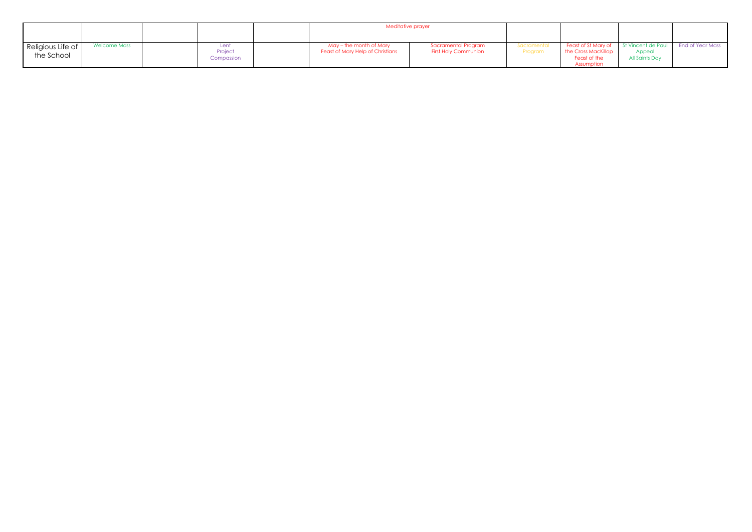| | | | | | | | | | | |
|---|---|---|---|---|---|---|---|---|---|---|
| | | | | | Meditative prayer | | | | | |
| Religious Life of the School | Welcome Mass | | Lent Project Compassion | | May – the month of Mary Feast of Mary Help of Christians | Sacramental Program First Holy Communion | Sacramental Program | Feast of St Mary of the Cross MacKillop Feast of the Assumption | St Vincent de Paul Appeal All Saints Day | End of Year Mass |